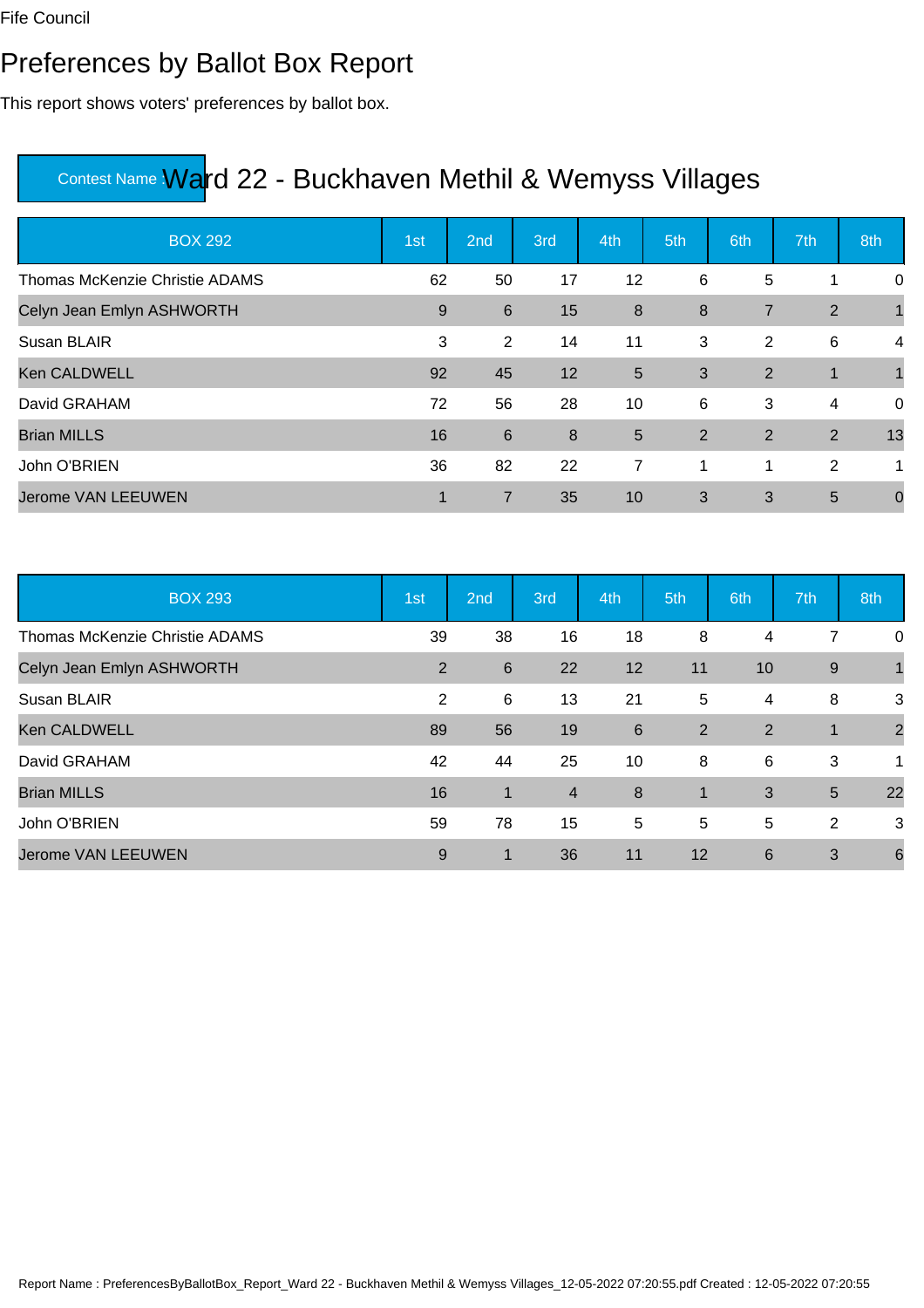Fife Council

# Preferences by Ballot Box Report

This report shows voters' preferences by ballot box.

## Contest Name : Ward 22 - Buckhaven Methil & Wemyss Villages

| BOX 292 | 1st | 2nd | 3rd | 4th | 5th | 6th | 7th | 8th |
|---|---|---|---|---|---|---|---|---|
| Thomas McKenzie Christie ADAMS | 62 | 50 | 17 | 12 | 6 | 5 | 1 | 0 |
| Celyn Jean Emlyn ASHWORTH | 9 | 6 | 15 | 8 | 8 | 7 | 2 | 1 |
| Susan BLAIR | 3 | 2 | 14 | 11 | 3 | 2 | 6 | 4 |
| Ken CALDWELL | 92 | 45 | 12 | 5 | 3 | 2 | 1 | 1 |
| David GRAHAM | 72 | 56 | 28 | 10 | 6 | 3 | 4 | 0 |
| Brian MILLS | 16 | 6 | 8 | 5 | 2 | 2 | 2 | 13 |
| John O'BRIEN | 36 | 82 | 22 | 7 | 1 | 1 | 2 | 1 |
| Jerome VAN LEEUWEN | 1 | 7 | 35 | 10 | 3 | 3 | 5 | 0 |

| BOX 293 | 1st | 2nd | 3rd | 4th | 5th | 6th | 7th | 8th |
|---|---|---|---|---|---|---|---|---|
| Thomas McKenzie Christie ADAMS | 39 | 38 | 16 | 18 | 8 | 4 | 7 | 0 |
| Celyn Jean Emlyn ASHWORTH | 2 | 6 | 22 | 12 | 11 | 10 | 9 | 1 |
| Susan BLAIR | 2 | 6 | 13 | 21 | 5 | 4 | 8 | 3 |
| Ken CALDWELL | 89 | 56 | 19 | 6 | 2 | 2 | 1 | 2 |
| David GRAHAM | 42 | 44 | 25 | 10 | 8 | 6 | 3 | 1 |
| Brian MILLS | 16 | 1 | 4 | 8 | 1 | 3 | 5 | 22 |
| John O'BRIEN | 59 | 78 | 15 | 5 | 5 | 5 | 2 | 3 |
| Jerome VAN LEEUWEN | 9 | 1 | 36 | 11 | 12 | 6 | 3 | 6 |

Report Name : PreferencesByBallotBox_Report_Ward 22 - Buckhaven Methil & Wemyss Villages_12-05-2022 07:20:55.pdf Created : 12-05-2022 07:20:55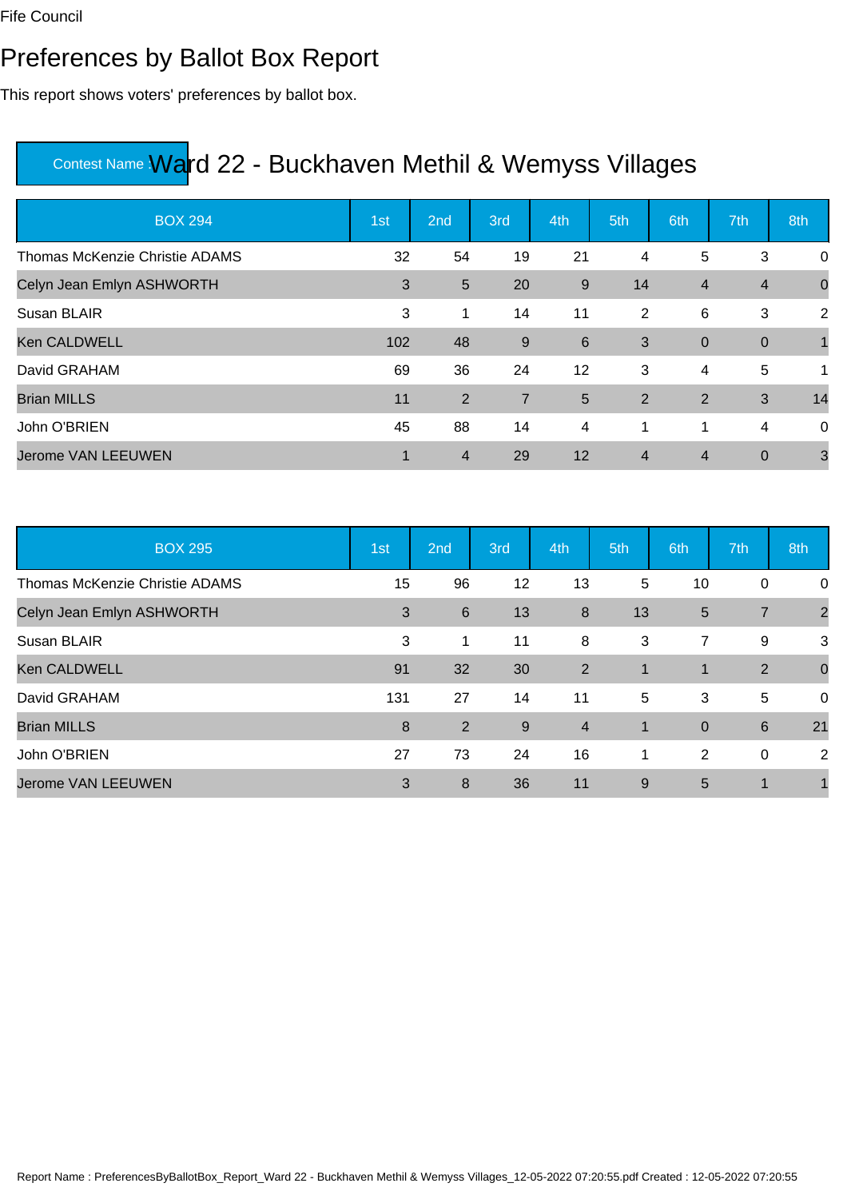Fife Council

# Preferences by Ballot Box Report

This report shows voters' preferences by ballot box.

Contest Name : Ward 22 - Buckhaven Methil & Wemyss Villages

| BOX 294 | 1st | 2nd | 3rd | 4th | 5th | 6th | 7th | 8th |
|---|---|---|---|---|---|---|---|---|
| Thomas McKenzie Christie ADAMS | 32 | 54 | 19 | 21 | 4 | 5 | 3 | 0 |
| Celyn Jean Emlyn ASHWORTH | 3 | 5 | 20 | 9 | 14 | 4 | 4 | 0 |
| Susan BLAIR | 3 | 1 | 14 | 11 | 2 | 6 | 3 | 2 |
| Ken CALDWELL | 102 | 48 | 9 | 6 | 3 | 0 | 0 | 1 |
| David GRAHAM | 69 | 36 | 24 | 12 | 3 | 4 | 5 | 1 |
| Brian MILLS | 11 | 2 | 7 | 5 | 2 | 2 | 3 | 14 |
| John O'BRIEN | 45 | 88 | 14 | 4 | 1 | 1 | 4 | 0 |
| Jerome VAN LEEUWEN | 1 | 4 | 29 | 12 | 4 | 4 | 0 | 3 |

| BOX 295 | 1st | 2nd | 3rd | 4th | 5th | 6th | 7th | 8th |
|---|---|---|---|---|---|---|---|---|
| Thomas McKenzie Christie ADAMS | 15 | 96 | 12 | 13 | 5 | 10 | 0 | 0 |
| Celyn Jean Emlyn ASHWORTH | 3 | 6 | 13 | 8 | 13 | 5 | 7 | 2 |
| Susan BLAIR | 3 | 1 | 11 | 8 | 3 | 7 | 9 | 3 |
| Ken CALDWELL | 91 | 32 | 30 | 2 | 1 | 1 | 2 | 0 |
| David GRAHAM | 131 | 27 | 14 | 11 | 5 | 3 | 5 | 0 |
| Brian MILLS | 8 | 2 | 9 | 4 | 1 | 0 | 6 | 21 |
| John O'BRIEN | 27 | 73 | 24 | 16 | 1 | 2 | 0 | 2 |
| Jerome VAN LEEUWEN | 3 | 8 | 36 | 11 | 9 | 5 | 1 | 1 |

Report Name : PreferencesByBallotBox_Report_Ward 22 - Buckhaven Methil & Wemyss Villages_12-05-2022 07:20:55.pdf Created : 12-05-2022 07:20:55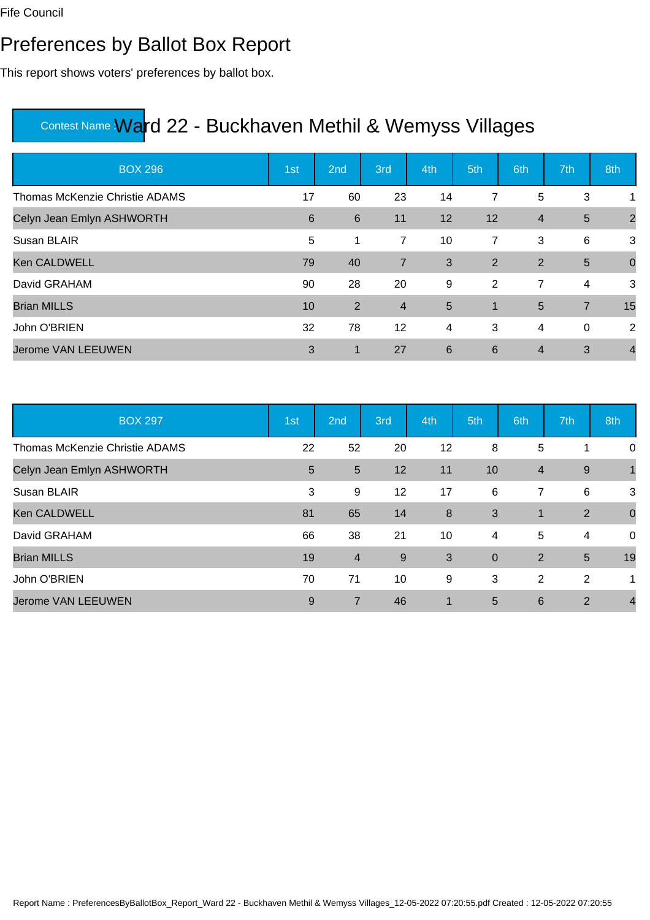Fife Council

# Preferences by Ballot Box Report

This report shows voters' preferences by ballot box.

**Contest Name :** Ward 22 - Buckhaven Methil & Wemyss Villages

| BOX 296 | 1st | 2nd | 3rd | 4th | 5th | 6th | 7th | 8th |
|---|---|---|---|---|---|---|---|---|
| Thomas McKenzie Christie ADAMS | 17 | 60 | 23 | 14 | 7 | 5 | 3 | 1 |
| Celyn Jean Emlyn ASHWORTH | 6 | 6 | 11 | 12 | 12 | 4 | 5 | 2 |
| Susan BLAIR | 5 | 1 | 7 | 10 | 7 | 3 | 6 | 3 |
| Ken CALDWELL | 79 | 40 | 7 | 3 | 2 | 2 | 5 | 0 |
| David GRAHAM | 90 | 28 | 20 | 9 | 2 | 7 | 4 | 3 |
| Brian MILLS | 10 | 2 | 4 | 5 | 1 | 5 | 7 | 15 |
| John O'BRIEN | 32 | 78 | 12 | 4 | 3 | 4 | 0 | 2 |
| Jerome VAN LEEUWEN | 3 | 1 | 27 | 6 | 6 | 4 | 3 | 4 |

| BOX 297 | 1st | 2nd | 3rd | 4th | 5th | 6th | 7th | 8th |
|---|---|---|---|---|---|---|---|---|
| Thomas McKenzie Christie ADAMS | 22 | 52 | 20 | 12 | 8 | 5 | 1 | 0 |
| Celyn Jean Emlyn ASHWORTH | 5 | 5 | 12 | 11 | 10 | 4 | 9 | 1 |
| Susan BLAIR | 3 | 9 | 12 | 17 | 6 | 7 | 6 | 3 |
| Ken CALDWELL | 81 | 65 | 14 | 8 | 3 | 1 | 2 | 0 |
| David GRAHAM | 66 | 38 | 21 | 10 | 4 | 5 | 4 | 0 |
| Brian MILLS | 19 | 4 | 9 | 3 | 0 | 2 | 5 | 19 |
| John O'BRIEN | 70 | 71 | 10 | 9 | 3 | 2 | 2 | 1 |
| Jerome VAN LEEUWEN | 9 | 7 | 46 | 1 | 5 | 6 | 2 | 4 |

Report Name : PreferencesByBallotBox_Report_Ward 22 - Buckhaven Methil & Wemyss Villages_12-05-2022 07:20:55.pdf Created : 12-05-2022 07:20:55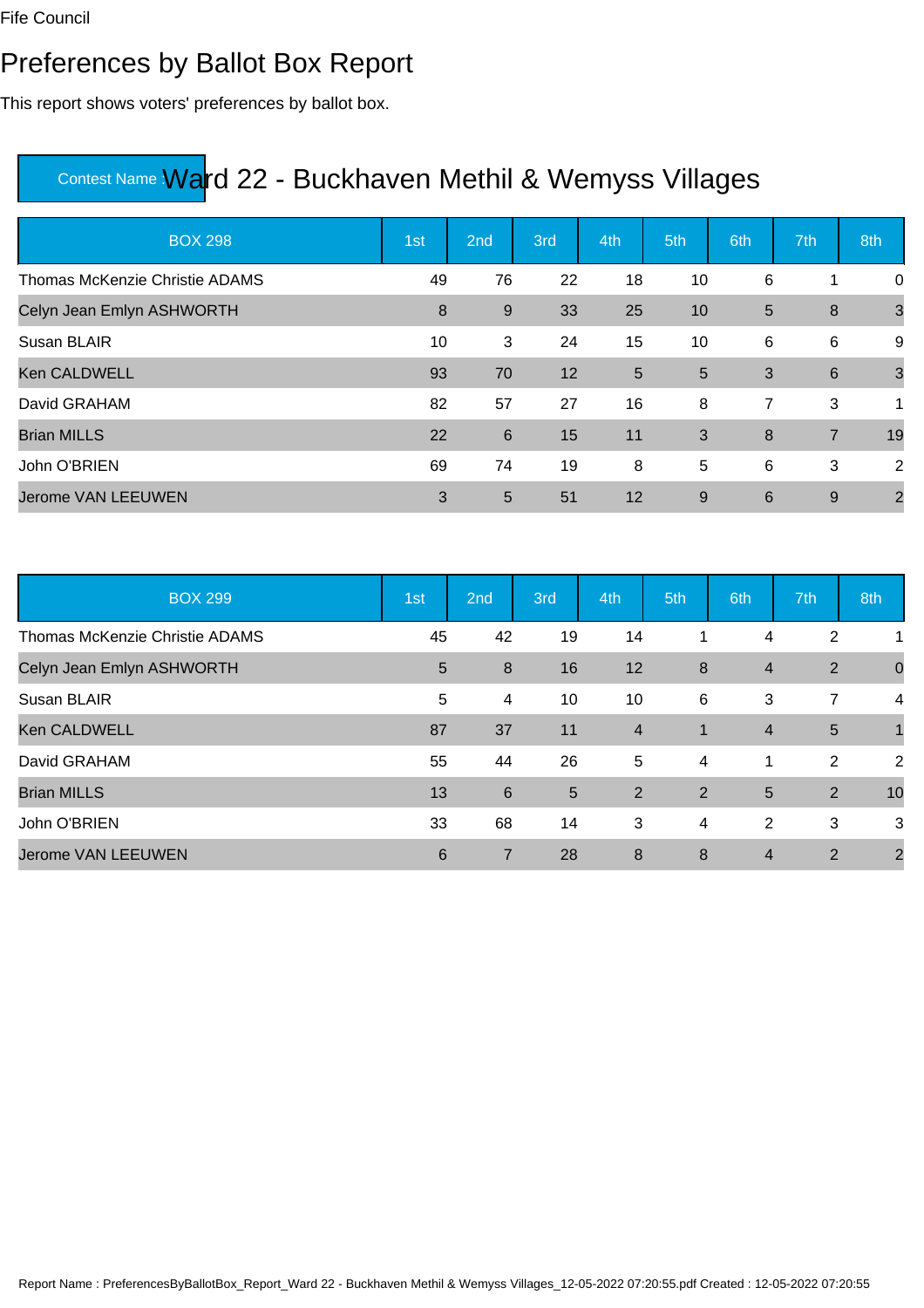Fife Council

# Preferences by Ballot Box Report

This report shows voters' preferences by ballot box.

## Contest Name : Ward 22 - Buckhaven Methil & Wemyss Villages

| BOX 298 | 1st | 2nd | 3rd | 4th | 5th | 6th | 7th | 8th |
|---|---|---|---|---|---|---|---|---|
| Thomas McKenzie Christie ADAMS | 49 | 76 | 22 | 18 | 10 | 6 | 1 | 0 |
| Celyn Jean Emlyn ASHWORTH | 8 | 9 | 33 | 25 | 10 | 5 | 8 | 3 |
| Susan BLAIR | 10 | 3 | 24 | 15 | 10 | 6 | 6 | 9 |
| Ken CALDWELL | 93 | 70 | 12 | 5 | 5 | 3 | 6 | 3 |
| David GRAHAM | 82 | 57 | 27 | 16 | 8 | 7 | 3 | 1 |
| Brian MILLS | 22 | 6 | 15 | 11 | 3 | 8 | 7 | 19 |
| John O'BRIEN | 69 | 74 | 19 | 8 | 5 | 6 | 3 | 2 |
| Jerome VAN LEEUWEN | 3 | 5 | 51 | 12 | 9 | 6 | 9 | 2 |

| BOX 299 | 1st | 2nd | 3rd | 4th | 5th | 6th | 7th | 8th |
|---|---|---|---|---|---|---|---|---|
| Thomas McKenzie Christie ADAMS | 45 | 42 | 19 | 14 | 1 | 4 | 2 | 1 |
| Celyn Jean Emlyn ASHWORTH | 5 | 8 | 16 | 12 | 8 | 4 | 2 | 0 |
| Susan BLAIR | 5 | 4 | 10 | 10 | 6 | 3 | 7 | 4 |
| Ken CALDWELL | 87 | 37 | 11 | 4 | 1 | 4 | 5 | 1 |
| David GRAHAM | 55 | 44 | 26 | 5 | 4 | 1 | 2 | 2 |
| Brian MILLS | 13 | 6 | 5 | 2 | 2 | 5 | 2 | 10 |
| John O'BRIEN | 33 | 68 | 14 | 3 | 4 | 2 | 3 | 3 |
| Jerome VAN LEEUWEN | 6 | 7 | 28 | 8 | 8 | 4 | 2 | 2 |

Report Name : PreferencesByBallotBox_Report_Ward 22 - Buckhaven Methil & Wemyss Villages_12-05-2022 07:20:55.pdf Created : 12-05-2022 07:20:55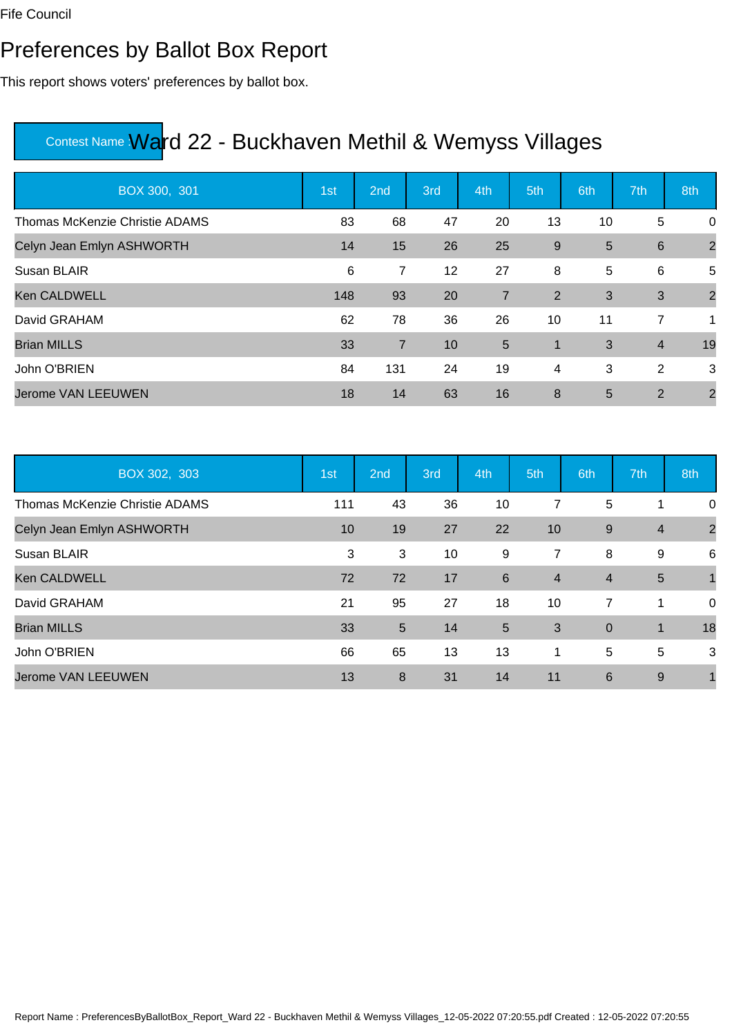Fife Council

# Preferences by Ballot Box Report

This report shows voters' preferences by ballot box.

## Contest Name : Ward 22 - Buckhaven Methil & Wemyss Villages

| BOX 300, 301 | 1st | 2nd | 3rd | 4th | 5th | 6th | 7th | 8th |
|---|---|---|---|---|---|---|---|---|
| Thomas McKenzie Christie ADAMS | 83 | 68 | 47 | 20 | 13 | 10 | 5 | 0 |
| Celyn Jean Emlyn ASHWORTH | 14 | 15 | 26 | 25 | 9 | 5 | 6 | 2 |
| Susan BLAIR | 6 | 7 | 12 | 27 | 8 | 5 | 6 | 5 |
| Ken CALDWELL | 148 | 93 | 20 | 7 | 2 | 3 | 3 | 2 |
| David GRAHAM | 62 | 78 | 36 | 26 | 10 | 11 | 7 | 1 |
| Brian MILLS | 33 | 7 | 10 | 5 | 1 | 3 | 4 | 19 |
| John O'BRIEN | 84 | 131 | 24 | 19 | 4 | 3 | 2 | 3 |
| Jerome VAN LEEUWEN | 18 | 14 | 63 | 16 | 8 | 5 | 2 | 2 |

| BOX 302, 303 | 1st | 2nd | 3rd | 4th | 5th | 6th | 7th | 8th |
|---|---|---|---|---|---|---|---|---|
| Thomas McKenzie Christie ADAMS | 111 | 43 | 36 | 10 | 7 | 5 | 1 | 0 |
| Celyn Jean Emlyn ASHWORTH | 10 | 19 | 27 | 22 | 10 | 9 | 4 | 2 |
| Susan BLAIR | 3 | 3 | 10 | 9 | 7 | 8 | 9 | 6 |
| Ken CALDWELL | 72 | 72 | 17 | 6 | 4 | 4 | 5 | 1 |
| David GRAHAM | 21 | 95 | 27 | 18 | 10 | 7 | 1 | 0 |
| Brian MILLS | 33 | 5 | 14 | 5 | 3 | 0 | 1 | 18 |
| John O'BRIEN | 66 | 65 | 13 | 13 | 1 | 5 | 5 | 3 |
| Jerome VAN LEEUWEN | 13 | 8 | 31 | 14 | 11 | 6 | 9 | 1 |

Report Name : PreferencesByBallotBox_Report_Ward 22 - Buckhaven Methil & Wemyss Villages_12-05-2022 07:20:55.pdf Created : 12-05-2022 07:20:55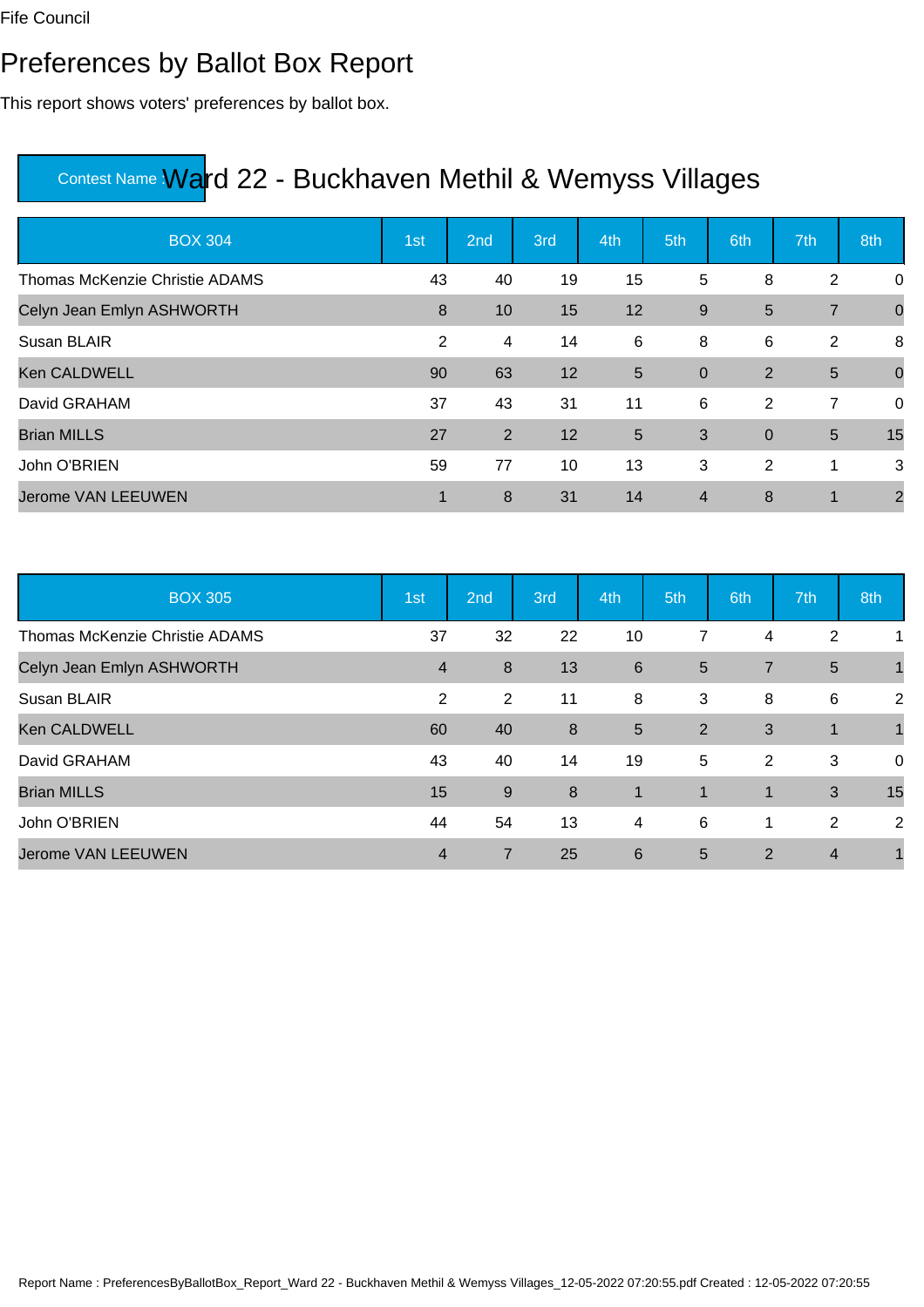Fife Council

# Preferences by Ballot Box Report

This report shows voters' preferences by ballot box.

## Contest Name : Ward 22 - Buckhaven Methil & Wemyss Villages

| BOX 304 | 1st | 2nd | 3rd | 4th | 5th | 6th | 7th | 8th |
|---|---|---|---|---|---|---|---|---|
| Thomas McKenzie Christie ADAMS | 43 | 40 | 19 | 15 | 5 | 8 | 2 | 0 |
| Celyn Jean Emlyn ASHWORTH | 8 | 10 | 15 | 12 | 9 | 5 | 7 | 0 |
| Susan BLAIR | 2 | 4 | 14 | 6 | 8 | 6 | 2 | 8 |
| Ken CALDWELL | 90 | 63 | 12 | 5 | 0 | 2 | 5 | 0 |
| David GRAHAM | 37 | 43 | 31 | 11 | 6 | 2 | 7 | 0 |
| Brian MILLS | 27 | 2 | 12 | 5 | 3 | 0 | 5 | 15 |
| John O'BRIEN | 59 | 77 | 10 | 13 | 3 | 2 | 1 | 3 |
| Jerome VAN LEEUWEN | 1 | 8 | 31 | 14 | 4 | 8 | 1 | 2 |

| BOX 305 | 1st | 2nd | 3rd | 4th | 5th | 6th | 7th | 8th |
|---|---|---|---|---|---|---|---|---|
| Thomas McKenzie Christie ADAMS | 37 | 32 | 22 | 10 | 7 | 4 | 2 | 1 |
| Celyn Jean Emlyn ASHWORTH | 4 | 8 | 13 | 6 | 5 | 7 | 5 | 1 |
| Susan BLAIR | 2 | 2 | 11 | 8 | 3 | 8 | 6 | 2 |
| Ken CALDWELL | 60 | 40 | 8 | 5 | 2 | 3 | 1 | 1 |
| David GRAHAM | 43 | 40 | 14 | 19 | 5 | 2 | 3 | 0 |
| Brian MILLS | 15 | 9 | 8 | 1 | 1 | 1 | 3 | 15 |
| John O'BRIEN | 44 | 54 | 13 | 4 | 6 | 1 | 2 | 2 |
| Jerome VAN LEEUWEN | 4 | 7 | 25 | 6 | 5 | 2 | 4 | 1 |

Report Name : PreferencesByBallotBox_Report_Ward 22 - Buckhaven Methil & Wemyss Villages_12-05-2022 07:20:55.pdf Created : 12-05-2022 07:20:55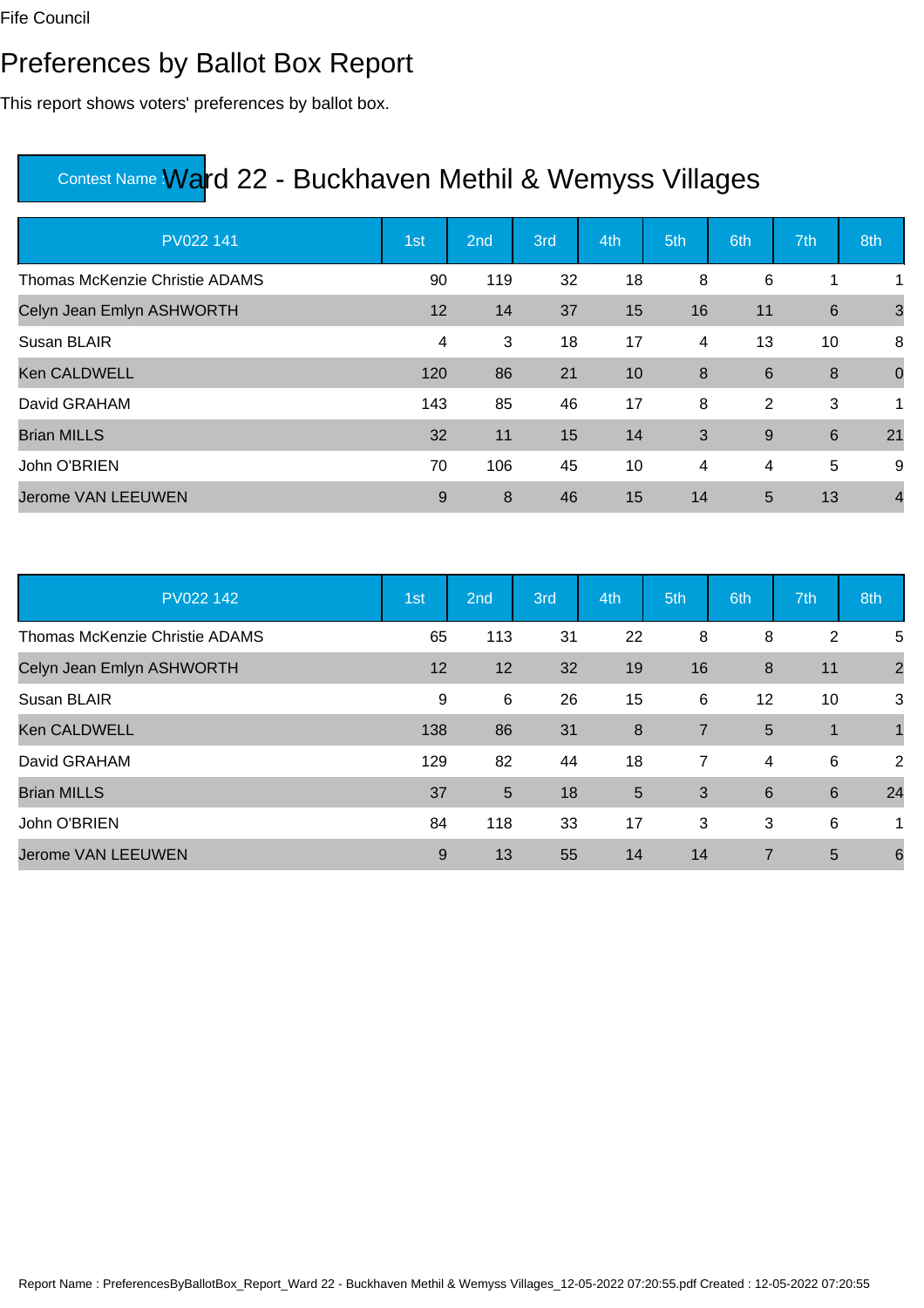Fife Council

# Preferences by Ballot Box Report

This report shows voters' preferences by ballot box.

## Contest Name : Ward 22 - Buckhaven Methil & Wemyss Villages

| PV022 141 | 1st | 2nd | 3rd | 4th | 5th | 6th | 7th | 8th |
|---|---|---|---|---|---|---|---|---|
| Thomas McKenzie Christie ADAMS | 90 | 119 | 32 | 18 | 8 | 6 | 1 | 1 |
| Celyn Jean Emlyn ASHWORTH | 12 | 14 | 37 | 15 | 16 | 11 | 6 | 3 |
| Susan BLAIR | 4 | 3 | 18 | 17 | 4 | 13 | 10 | 8 |
| Ken CALDWELL | 120 | 86 | 21 | 10 | 8 | 6 | 8 | 0 |
| David GRAHAM | 143 | 85 | 46 | 17 | 8 | 2 | 3 | 1 |
| Brian MILLS | 32 | 11 | 15 | 14 | 3 | 9 | 6 | 21 |
| John O'BRIEN | 70 | 106 | 45 | 10 | 4 | 4 | 5 | 9 |
| Jerome VAN LEEUWEN | 9 | 8 | 46 | 15 | 14 | 5 | 13 | 4 |

| PV022 142 | 1st | 2nd | 3rd | 4th | 5th | 6th | 7th | 8th |
|---|---|---|---|---|---|---|---|---|
| Thomas McKenzie Christie ADAMS | 65 | 113 | 31 | 22 | 8 | 8 | 2 | 5 |
| Celyn Jean Emlyn ASHWORTH | 12 | 12 | 32 | 19 | 16 | 8 | 11 | 2 |
| Susan BLAIR | 9 | 6 | 26 | 15 | 6 | 12 | 10 | 3 |
| Ken CALDWELL | 138 | 86 | 31 | 8 | 7 | 5 | 1 | 1 |
| David GRAHAM | 129 | 82 | 44 | 18 | 7 | 4 | 6 | 2 |
| Brian MILLS | 37 | 5 | 18 | 5 | 3 | 6 | 6 | 24 |
| John O'BRIEN | 84 | 118 | 33 | 17 | 3 | 3 | 6 | 1 |
| Jerome VAN LEEUWEN | 9 | 13 | 55 | 14 | 14 | 7 | 5 | 6 |

Report Name : PreferencesByBallotBox_Report_Ward 22 - Buckhaven Methil & Wemyss Villages_12-05-2022 07:20:55.pdf Created : 12-05-2022 07:20:55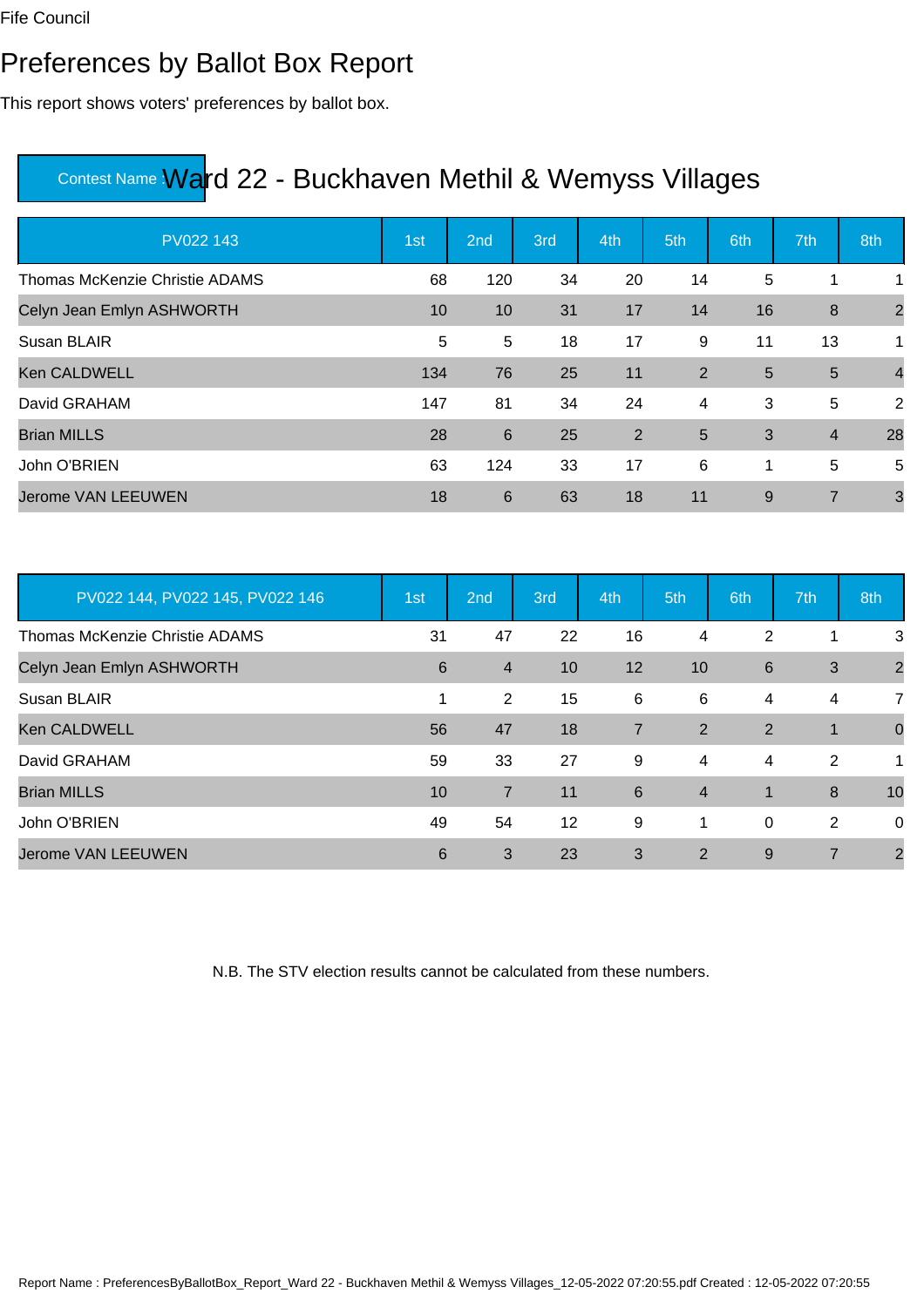Fife Council

# Preferences by Ballot Box Report

This report shows voters' preferences by ballot box.

## Contest Name : Ward 22 - Buckhaven Methil & Wemyss Villages

| PV022 143 | 1st | 2nd | 3rd | 4th | 5th | 6th | 7th | 8th |
|---|---|---|---|---|---|---|---|---|
| Thomas McKenzie Christie ADAMS | 68 | 120 | 34 | 20 | 14 | 5 | 1 | 1 |
| Celyn Jean Emlyn ASHWORTH | 10 | 10 | 31 | 17 | 14 | 16 | 8 | 2 |
| Susan BLAIR | 5 | 5 | 18 | 17 | 9 | 11 | 13 | 1 |
| Ken CALDWELL | 134 | 76 | 25 | 11 | 2 | 5 | 5 | 4 |
| David GRAHAM | 147 | 81 | 34 | 24 | 4 | 3 | 5 | 2 |
| Brian MILLS | 28 | 6 | 25 | 2 | 5 | 3 | 4 | 28 |
| John O'BRIEN | 63 | 124 | 33 | 17 | 6 | 1 | 5 | 5 |
| Jerome VAN LEEUWEN | 18 | 6 | 63 | 18 | 11 | 9 | 7 | 3 |

| PV022 144, PV022 145, PV022 146 | 1st | 2nd | 3rd | 4th | 5th | 6th | 7th | 8th |
|---|---|---|---|---|---|---|---|---|
| Thomas McKenzie Christie ADAMS | 31 | 47 | 22 | 16 | 4 | 2 | 1 | 3 |
| Celyn Jean Emlyn ASHWORTH | 6 | 4 | 10 | 12 | 10 | 6 | 3 | 2 |
| Susan BLAIR | 1 | 2 | 15 | 6 | 6 | 4 | 4 | 7 |
| Ken CALDWELL | 56 | 47 | 18 | 7 | 2 | 2 | 1 | 0 |
| David GRAHAM | 59 | 33 | 27 | 9 | 4 | 4 | 2 | 1 |
| Brian MILLS | 10 | 7 | 11 | 6 | 4 | 1 | 8 | 10 |
| John O'BRIEN | 49 | 54 | 12 | 9 | 1 | 0 | 2 | 0 |
| Jerome VAN LEEUWEN | 6 | 3 | 23 | 3 | 2 | 9 | 7 | 2 |

N.B. The STV election results cannot be calculated from these numbers.

Report Name : PreferencesByBallotBox_Report_Ward 22 - Buckhaven Methil & Wemyss Villages_12-05-2022 07:20:55.pdf Created : 12-05-2022 07:20:55